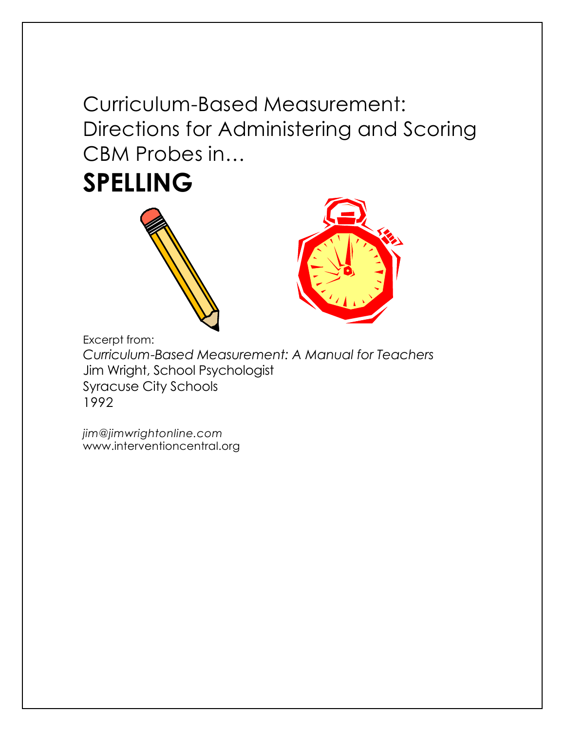# Curriculum-Based Measurement: Directions for Administering and Scoring CBM Probes in…

# SPELLING

Excerpt from:

*Curriculum-Based Measurement: A Manual for Teachers*

Jim Wright, School Psychologist

Syracuse City Schools

1992

*jim@jimwrightonline.com*

www.interventioncentral.org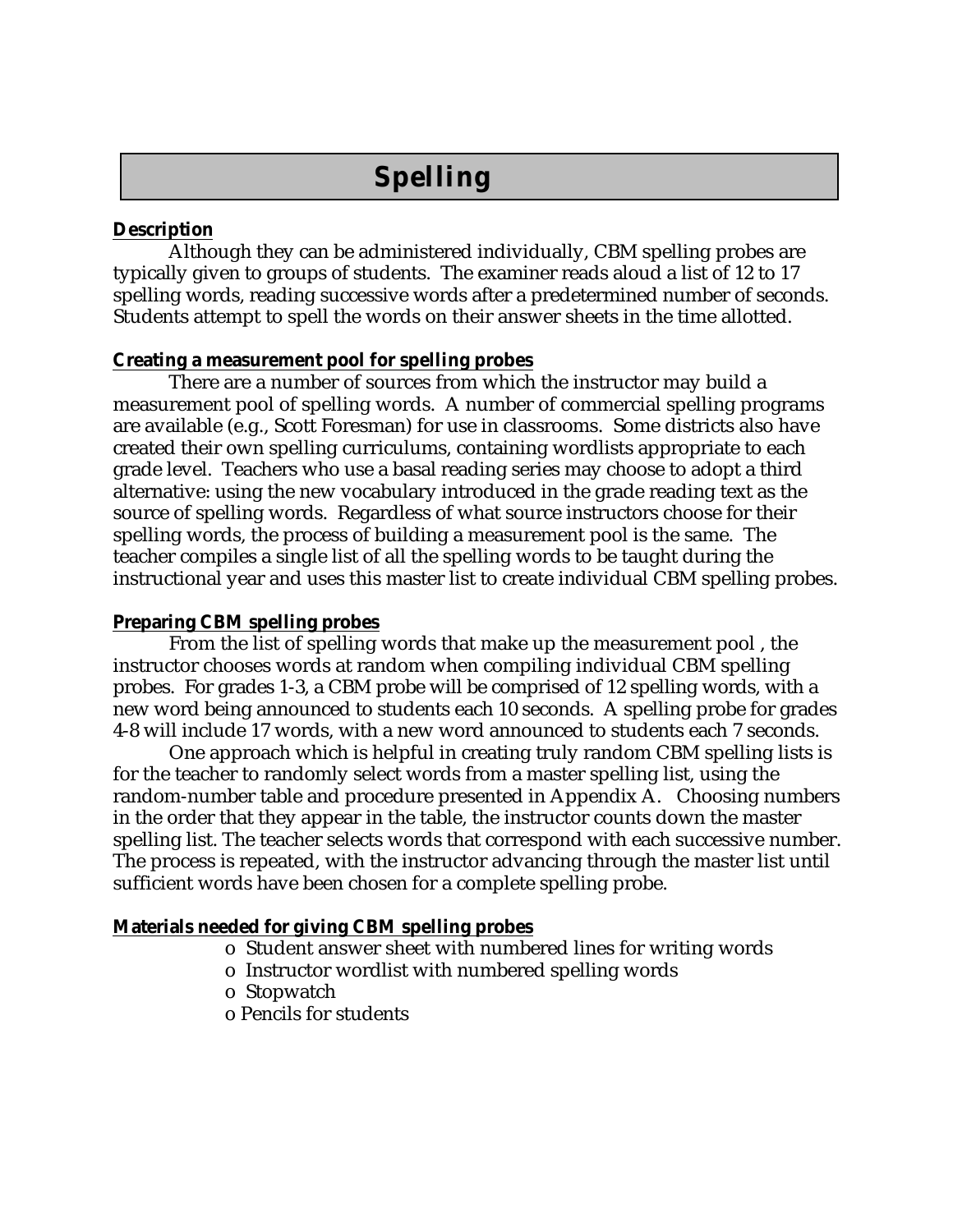# Spelling

**Description**

Although they can be administered individually, CBM spelling probes are typically given to groups of students. The examiner reads aloud a list of 12 to 17 spelling words, reading successive words after a predetermined number of seconds. Students attempt to spell the words on their answer sheets in the time allotted.

**Creating a measurement pool for spelling probes**

There are a number of sources from which the instructor may build a measurement pool of spelling words. A number of commercial spelling programs are available (e.g., Scott Foresman) for use in classrooms. Some districts also have created their own spelling curriculums, containing wordlists appropriate to each grade level. Teachers who use a basal reading series may choose to adopt a third alternative: using the new vocabulary introduced in the grade reading text as the source of spelling words. Regardless of what source instructors choose for their spelling words, the process of building a measurement pool is the same. The teacher compiles a single list of all the spelling words to be taught during the instructional year and uses this master list to create individual CBM spelling probes.

**Preparing CBM spelling probes**

From the list of spelling words that make up the measurement pool , the instructor chooses words at random when compiling individual CBM spelling probes. For grades 1-3, a CBM probe will be comprised of 12 spelling words, with a new word being announced to students each 10 seconds. A spelling probe for grades 4-8 will include 17 words, with a new word announced to students each 7 seconds.

One approach which is helpful in creating truly random CBM spelling lists is for the teacher to randomly select words from a master spelling list, using the random-number table and procedure presented in Appendix A. Choosing numbers in the order that they appear in the table, the instructor counts down the master spelling list. The teacher selects words that correspond with each successive number. The process is repeated, with the instructor advancing through the master list until sufficient words have been chosen for a complete spelling probe.

**Materials needed for giving CBM spelling probes**

- Student answer sheet with numbered lines for writing words
- Instructor wordlist with numbered spelling words
- Stopwatch
- Pencils for students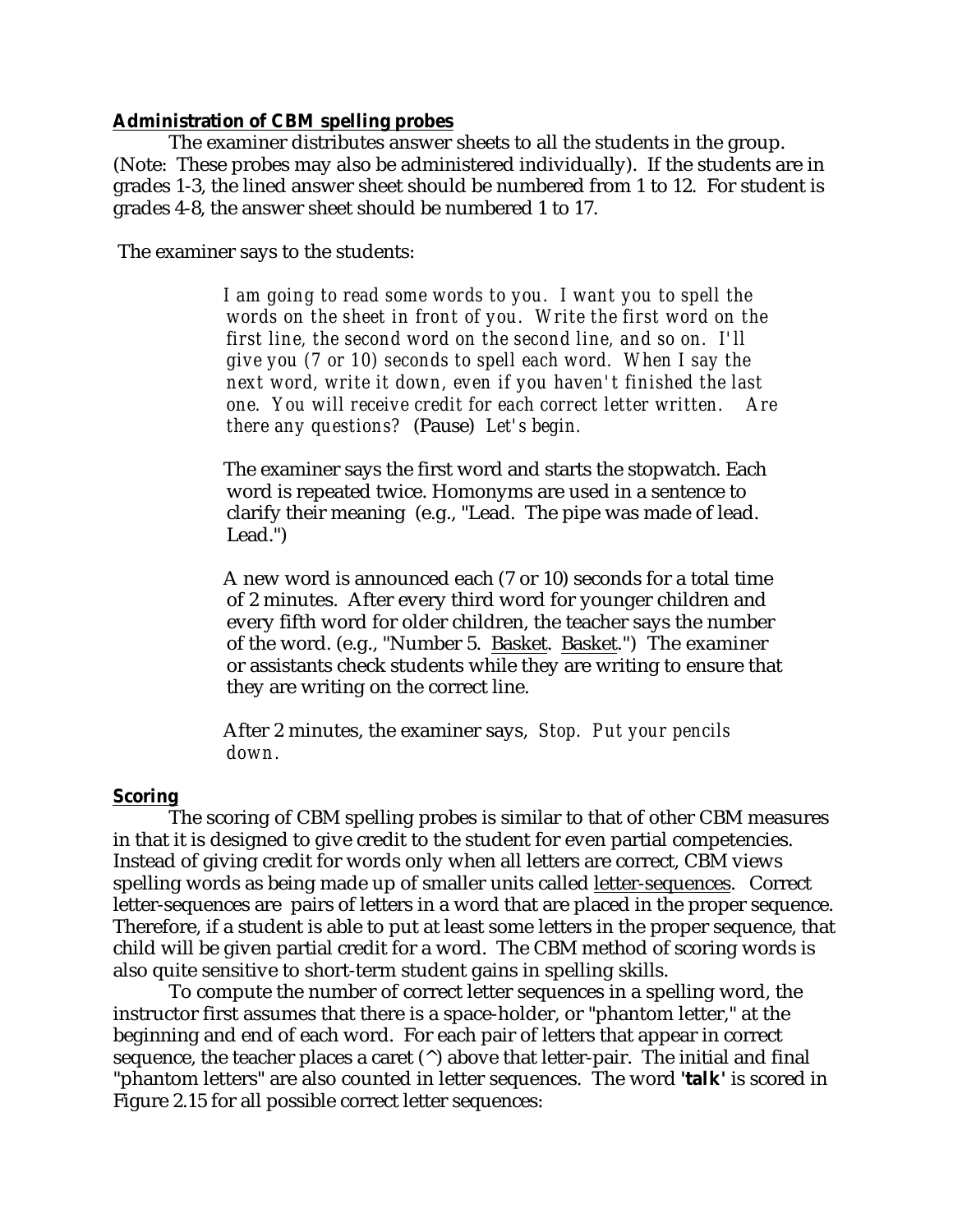**Administration of CBM spelling probes**

The examiner distributes answer sheets to all the students in the group. (Note: These probes may also be administered individually). If the students are in grades 1-3, the lined answer sheet should be numbered from 1 to 12. For student is grades 4-8, the answer sheet should be numbered 1 to 17.

The examiner says to the students:

> *I am going to read some words to you. I want you to spell the words on the sheet in front of you. Write the first word on the first line, the second word on the second line, and so on. I'll give you (7 or 10) seconds to spell each word. When I say the next word, write it down, even if you haven't finished the last one. You will receive credit for each correct letter written. Are there any questions?* (Pause) *Let's begin.*
>
> The examiner says the first word and starts the stopwatch. Each word is repeated twice. Homonyms are used in a sentence to clarify their meaning (e.g., "Lead. The pipe was made of lead. Lead.")
>
> A new word is announced each (7 or 10) seconds for a total time of 2 minutes. After every third word for younger children and every fifth word for older children, the teacher says the number of the word. (e.g., "Number 5. Basket. Basket.") The examiner or assistants check students while they are writing to ensure that they are writing on the correct line.
>
> After 2 minutes, the examiner says, *Stop. Put your pencils down.*

**Scoring**

The scoring of CBM spelling probes is similar to that of other CBM measures in that it is designed to give credit to the student for even partial competencies. Instead of giving credit for words only when all letters are correct, CBM views spelling words as being made up of smaller units called letter-sequences. Correct letter-sequences are pairs of letters in a word that are placed in the proper sequence. Therefore, if a student is able to put at least some letters in the proper sequence, that child will be given partial credit for a word. The CBM method of scoring words is also quite sensitive to short-term student gains in spelling skills.

To compute the number of correct letter sequences in a spelling word, the instructor first assumes that there is a space-holder, or "phantom letter," at the beginning and end of each word. For each pair of letters that appear in correct sequence, the teacher places a caret (^) above that letter-pair. The initial and final "phantom letters" are also counted in letter sequences. The word **'talk'** is scored in Figure 2.15 for all possible correct letter sequences: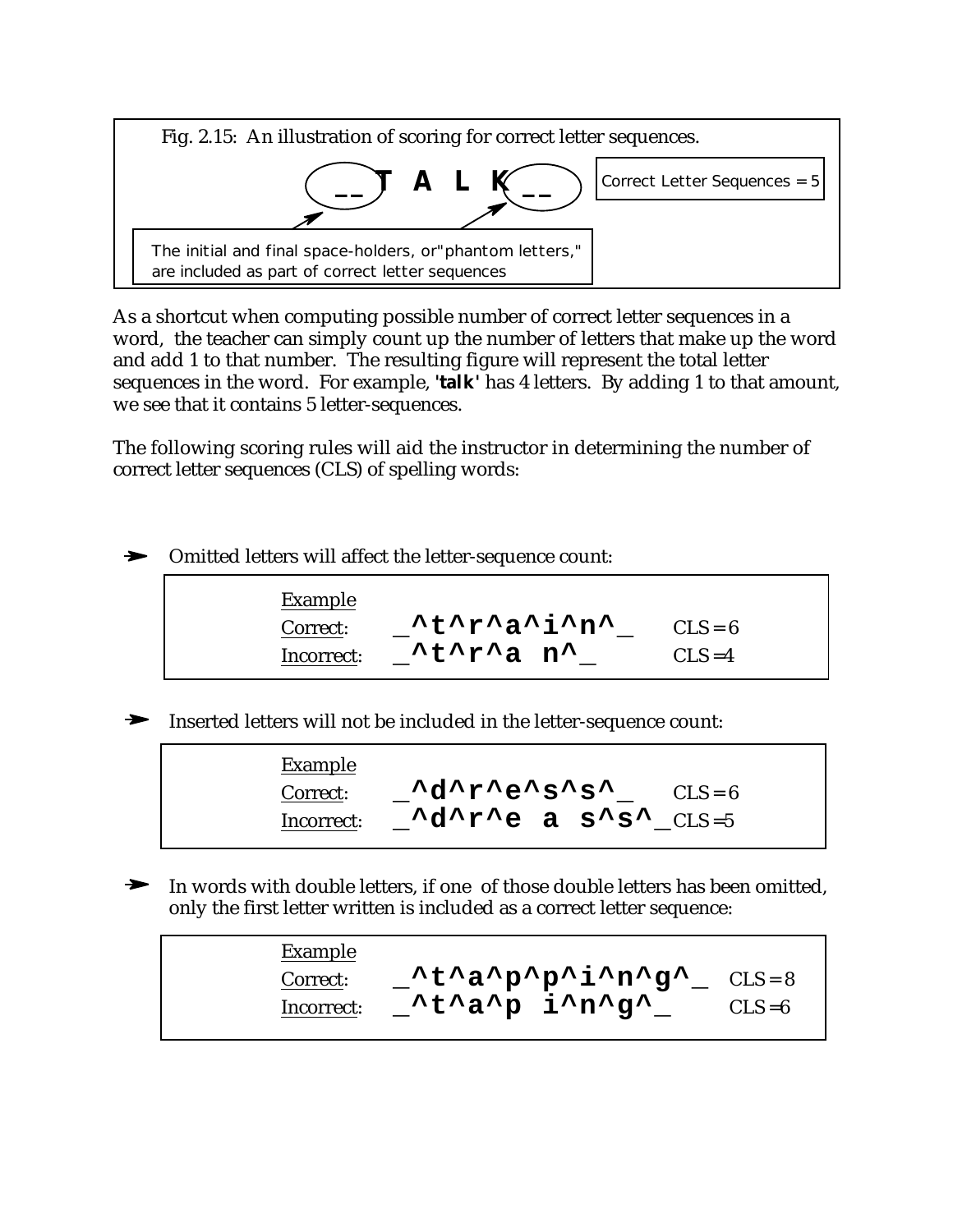Fig. 2.15: An illustration of scoring for correct letter sequences.

```
__ T A L K __
```

Correct Letter Sequences = 5

The initial and final space-holders, or"phantom letters," are included as part of correct letter sequences

As a shortcut when computing possible number of correct letter sequences in a word, the teacher can simply count up the number of letters that make up the word and add 1 to that number. The resulting figure will represent the total letter sequences in the word. For example, '**talk**' has 4 letters. By adding 1 to that amount, we see that it contains 5 letter-sequences.

The following scoring rules will aid the instructor in determining the number of correct letter sequences (CLS) of spelling words:

- Omitted letters will affect the letter-sequence count:

| Example | | |
|---|---|---|
| Correct: | `_^t^r^a^i^n^_` | CLS = 6 |
| Incorrect: | `_^t^r^a n^_` | CLS =4 |

- Inserted letters will not be included in the letter-sequence count:

| Example | | |
|---|---|---|
| Correct: | `_^d^r^e^s^s^_` | CLS = 6 |
| Incorrect: | `_^d^r^e a s^s^_` | CLS =5 |

- In words with double letters, if one of those double letters has been omitted, only the first letter written is included as a correct letter sequence:

| Example | | |
|---|---|---|
| Correct: | `_^t^a^p^p^i^n^g^_` | CLS = 8 |
| Incorrect: | `_^t^a^p i^n^g^_` | CLS =6 |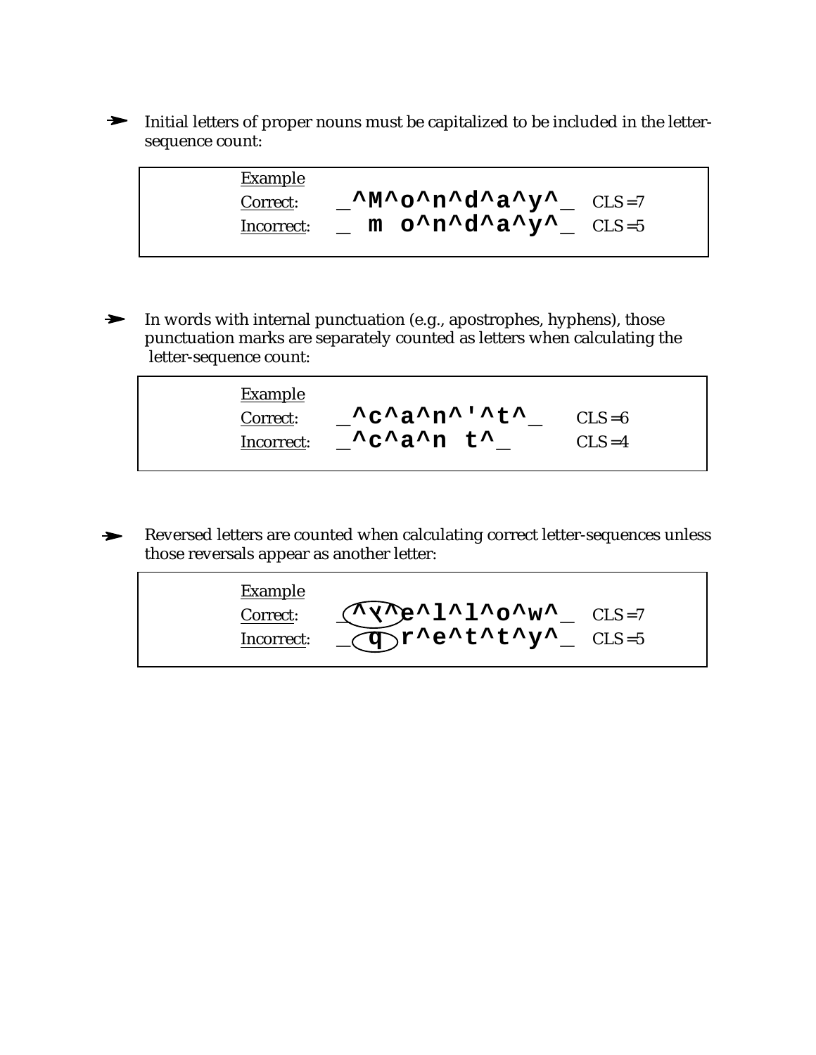- Initial letters of proper nouns must be capitalized to be included in the letter-sequence count:

| | | | |
|---|---|---|---|
| | Example | | |
| | Correct: | `_^M^o^n^d^a^y^_` | CLS=7 |
| | Incorrect: | `_ m o^n^d^a^y^_` | CLS=5 |

- In words with internal punctuation (e.g., apostrophes, hyphens), those punctuation marks are separately counted as letters when calculating the letter-sequence count:

| | | | |
|---|---|---|---|
| | Example | | |
| | Correct: | `_^c^a^n^'^t^_` | CLS=6 |
| | Incorrect: | `_^c^a^n t^_` | CLS=4 |

- Reversed letters are counted when calculating correct letter-sequences unless those reversals appear as another letter:

| | | | |
|---|---|---|---|
| | Example | | |
| | Correct: | `_^ʎ^e^l^l^o^w^_` | CLS=7 |
| | Incorrect: | `_ q r^e^t^t^y^_` | CLS=5 |